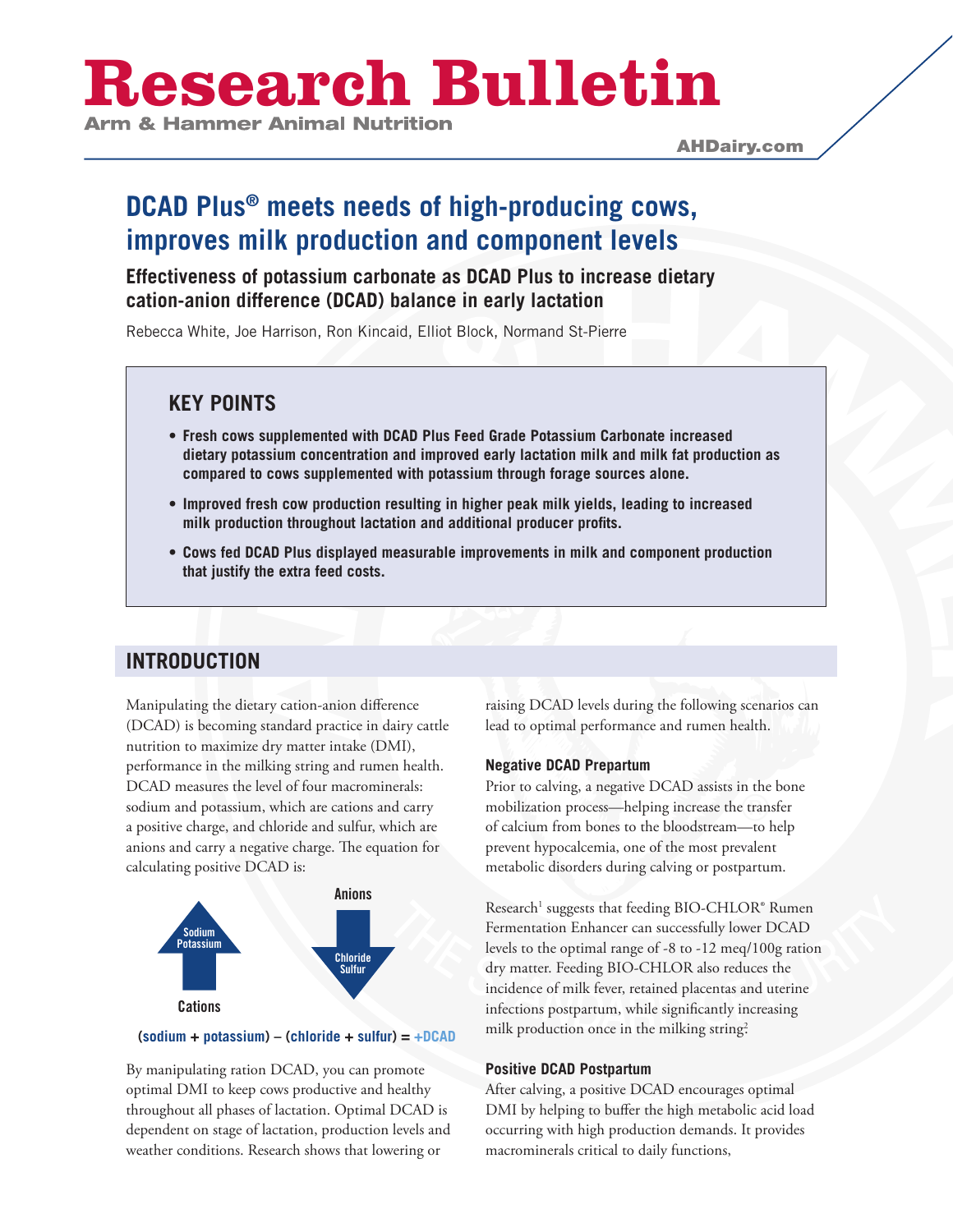# Research Bulletin

Arm & Hammer Animal Nutrition

AHDairy.com

## DCAD Plus® meets needs of high-producing cows, improves milk production and component levels

### Effectiveness of potassium carbonate as DCAD Plus to increase dietary cation-anion difference (DCAD) balance in early lactation

Rebecca White, Joe Harrison, Ron Kincaid, Elliot Block, Normand St-Pierre

### KEY POINTS

- **Fresh cows supplemented with DCAD Plus Feed Grade Potassium Carbonate increased dietary potassium concentration and improved early lactation milk and milk fat production as compared to cows supplemented with potassium through forage sources alone.**
- **Improved fresh cow production resulting in higher peak milk yields, leading to increased milk production throughout lactation and additional producer profits.**
- **Cows fed DCAD Plus displayed measurable improvements in milk and component production that justify the extra feed costs.**

## INTRODUCTION

Manipulating the dietary cation-anion difference (DCAD) is becoming standard practice in dairy cattle nutrition to maximize dry matter intake (DMI), performance in the milking string and rumen health. DCAD measures the level of four macrominerals: sodium and potassium, which are cations and carry a positive charge, and chloride and sulfur, which are anions and carry a negative charge. The equation for calculating positive DCAD is:

Cations: Sodium, Potassium — Anions: Chloride, Sulfur

**(sodium + potassium) – (chloride + sulfur) = +DCAD**

By manipulating ration DCAD, you can promote optimal DMI to keep cows productive and healthy throughout all phases of lactation. Optimal DCAD is dependent on stage of lactation, production levels and weather conditions. Research shows that lowering or raising DCAD levels during the following scenarios can lead to optimal performance and rumen health.

### Negative DCAD Prepartum

Prior to calving, a negative DCAD assists in the bone mobilization process—helping increase the transfer of calcium from bones to the bloodstream—to help prevent hypocalcemia, one of the most prevalent metabolic disorders during calving or postpartum.

Research[1] suggests that feeding BIO-CHLOR® Rumen Fermentation Enhancer can successfully lower DCAD levels to the optimal range of -8 to -12 meq/100g ration dry matter. Feeding BIO-CHLOR also reduces the incidence of milk fever, retained placentas and uterine infections postpartum, while significantly increasing milk production once in the milking string[2]

### Positive DCAD Postpartum

After calving, a positive DCAD encourages optimal DMI by helping to buffer the high metabolic acid load occurring with high production demands. It provides macrominerals critical to daily functions,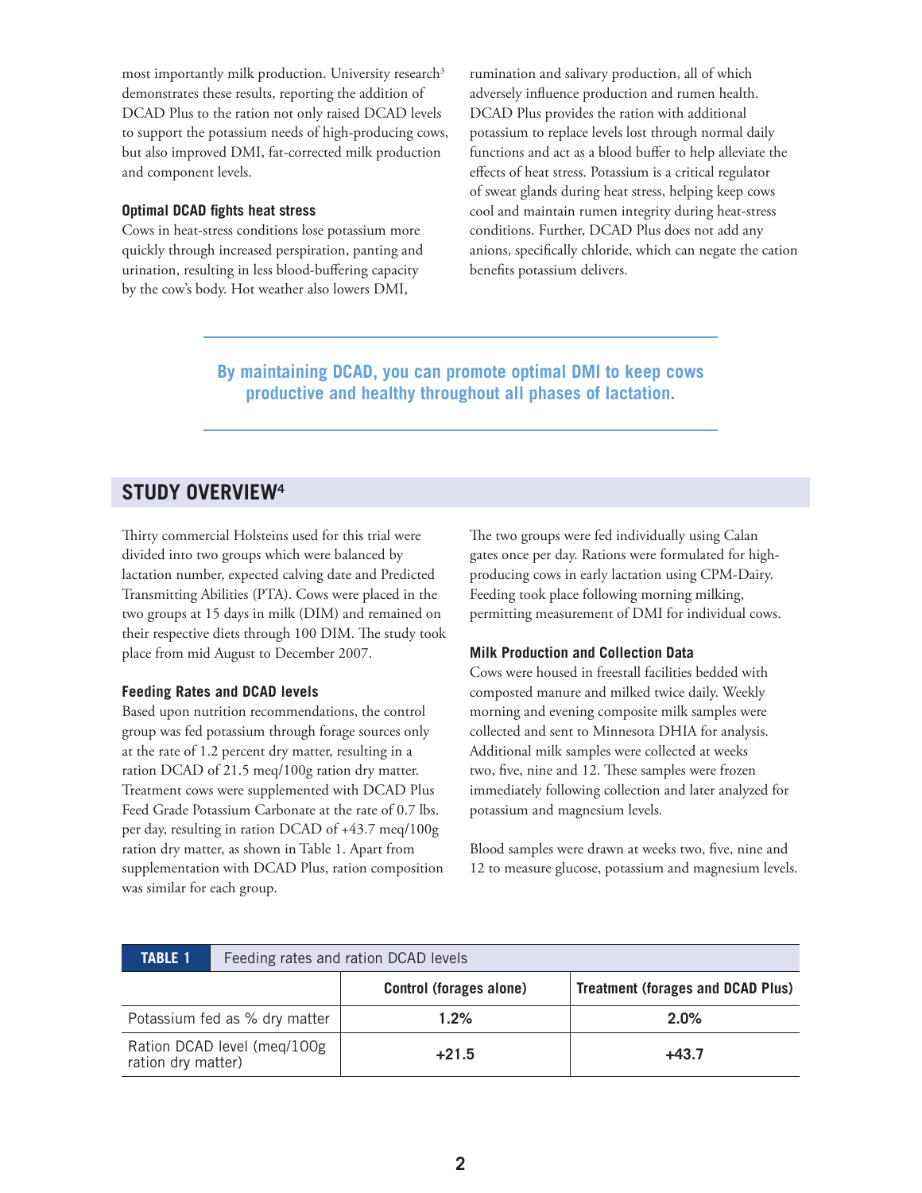most importantly milk production. University research[3] demonstrates these results, reporting the addition of DCAD Plus to the ration not only raised DCAD levels to support the potassium needs of high-producing cows, but also improved DMI, fat-corrected milk production and component levels.

### Optimal DCAD fights heat stress

Cows in heat-stress conditions lose potassium more quickly through increased perspiration, panting and urination, resulting in less blood-buffering capacity by the cow's body. Hot weather also lowers DMI, rumination and salivary production, all of which adversely influence production and rumen health. DCAD Plus provides the ration with additional potassium to replace levels lost through normal daily functions and act as a blood buffer to help alleviate the effects of heat stress. Potassium is a critical regulator of sweat glands during heat stress, helping keep cows cool and maintain rumen integrity during heat-stress conditions. Further, DCAD Plus does not add any anions, specifically chloride, which can negate the cation benefits potassium delivers.

**By maintaining DCAD, you can promote optimal DMI to keep cows productive and healthy throughout all phases of lactation.**

## STUDY OVERVIEW[4]

Thirty commercial Holsteins used for this trial were divided into two groups which were balanced by lactation number, expected calving date and Predicted Transmitting Abilities (PTA). Cows were placed in the two groups at 15 days in milk (DIM) and remained on their respective diets through 100 DIM. The study took place from mid August to December 2007.

### Feeding Rates and DCAD levels

Based upon nutrition recommendations, the control group was fed potassium through forage sources only at the rate of 1.2 percent dry matter, resulting in a ration DCAD of 21.5 meq/100g ration dry matter. Treatment cows were supplemented with DCAD Plus Feed Grade Potassium Carbonate at the rate of 0.7 lbs. per day, resulting in ration DCAD of +43.7 meq/100g ration dry matter, as shown in Table 1. Apart from supplementation with DCAD Plus, ration composition was similar for each group.

The two groups were fed individually using Calan gates once per day. Rations were formulated for high-producing cows in early lactation using CPM-Dairy. Feeding took place following morning milking, permitting measurement of DMI for individual cows.

### Milk Production and Collection Data

Cows were housed in freestall facilities bedded with composted manure and milked twice daily. Weekly morning and evening composite milk samples were collected and sent to Minnesota DHIA for analysis. Additional milk samples were collected at weeks two, five, nine and 12. These samples were frozen immediately following collection and later analyzed for potassium and magnesium levels.

Blood samples were drawn at weeks two, five, nine and 12 to measure glucose, potassium and magnesium levels.

**TABLE 1** Feeding rates and ration DCAD levels

| | Control (forages alone) | Treatment (forages and DCAD Plus) |
|---|---|---|
| Potassium fed as % dry matter | 1.2% | 2.0% |
| Ration DCAD level (meq/100g ration dry matter) | +21.5 | +43.7 |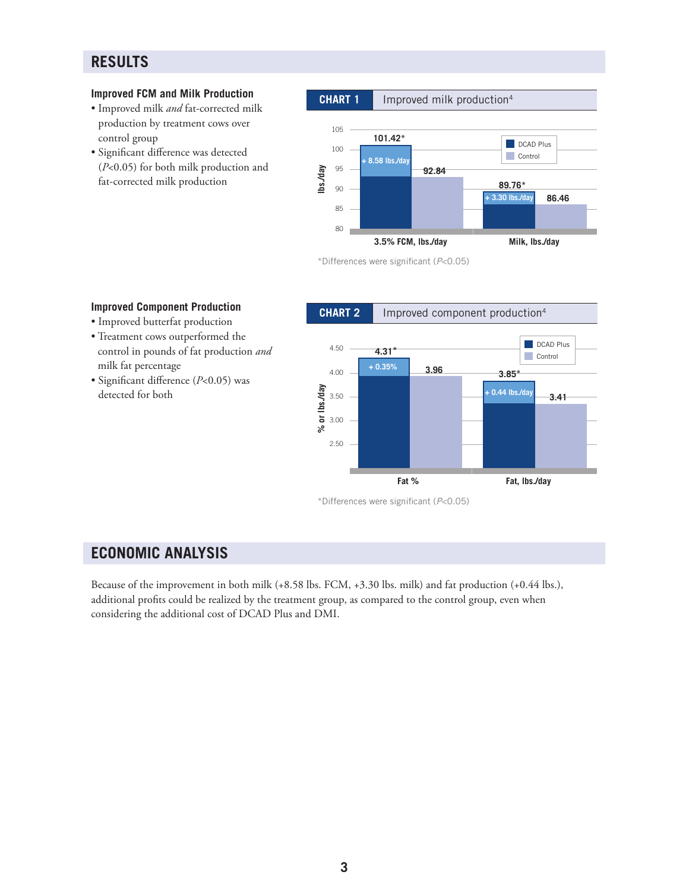## RESULTS

### Improved FCM and Milk Production

- Improved milk *and* fat-corrected milk production by treatment cows over control group
- Significant difference was detected ($P$<0.05) for both milk production and fat-corrected milk production

**CHART 1** Improved milk production[4]

| | DCAD Plus | Control |
|---|---|---|
| 3.5% FCM, lbs./day | 101.42* (+ 8.58 lbs./day) | 92.84 |
| Milk, lbs./day | 89.76* (+ 3.30 lbs./day) | 86.46 |

*Differences were significant ($P$<0.05)

### Improved Component Production

- Improved butterfat production
- Treatment cows outperformed the control in pounds of fat production *and* milk fat percentage
- Significant difference ($P$<0.05) was detected for both

**CHART 2** Improved component production[4]

| | DCAD Plus | Control |
|---|---|---|
| Fat % | 4.31* (+ 0.35%) | 3.96 |
| Fat, lbs./day | 3.85* (+ 0.44 lbs./day) | 3.41 |

*Differences were significant ($P$<0.05)

## ECONOMIC ANALYSIS

Because of the improvement in both milk (+8.58 lbs. FCM, +3.30 lbs. milk) and fat production (+0.44 lbs.), additional profits could be realized by the treatment group, as compared to the control group, even when considering the additional cost of DCAD Plus and DMI.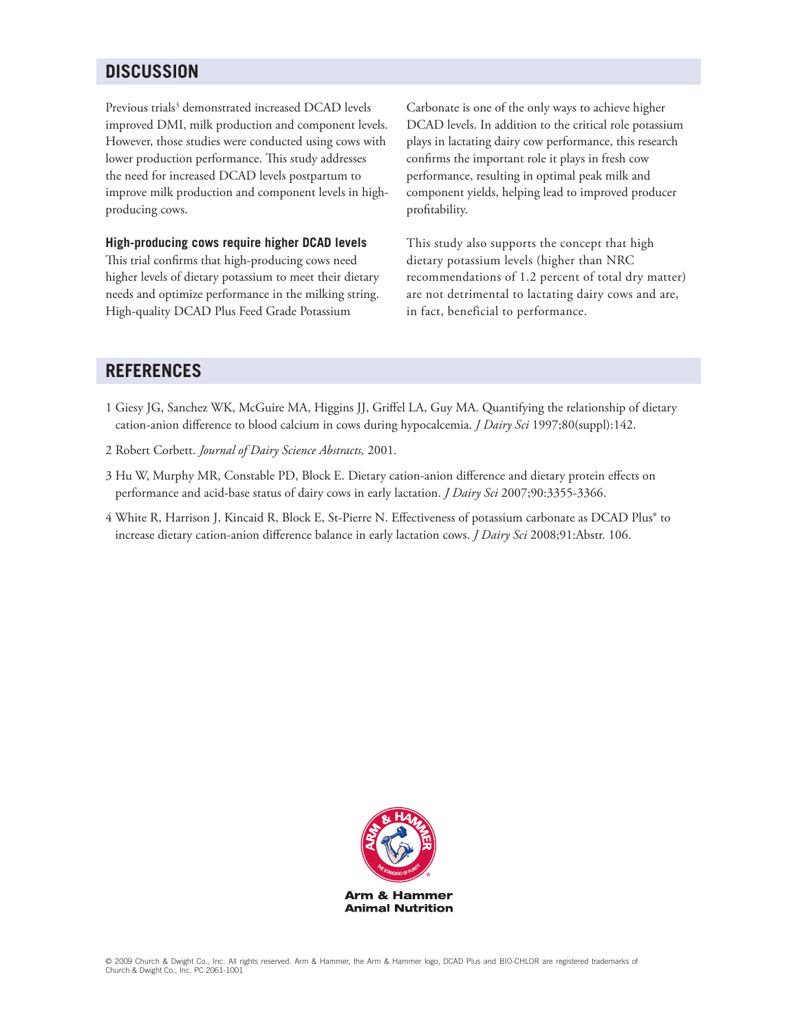## DISCUSSION

Previous trials[3] demonstrated increased DCAD levels improved DMI, milk production and component levels. However, those studies were conducted using cows with lower production performance. This study addresses the need for increased DCAD levels postpartum to improve milk production and component levels in high-producing cows.

**High-producing cows require higher DCAD levels**

This trial confirms that high-producing cows need higher levels of dietary potassium to meet their dietary needs and optimize performance in the milking string. High-quality DCAD Plus Feed Grade Potassium Carbonate is one of the only ways to achieve higher DCAD levels. In addition to the critical role potassium plays in lactating dairy cow performance, this research confirms the important role it plays in fresh cow performance, resulting in optimal peak milk and component yields, helping lead to improved producer profitability.

This study also supports the concept that high dietary potassium levels (higher than NRC recommendations of 1.2 percent of total dry matter) are not detrimental to lactating dairy cows and are, in fact, beneficial to performance.

## REFERENCES

1 Giesy JG, Sanchez WK, McGuire MA, Higgins JJ, Griffel LA, Guy MA. Quantifying the relationship of dietary cation-anion difference to blood calcium in cows during hypocalcemia. *J Dairy Sci* 1997;80(suppl):142.

2 Robert Corbett. *Journal of Dairy Science Abstracts,* 2001.

3 Hu W, Murphy MR, Constable PD, Block E. Dietary cation-anion difference and dietary protein effects on performance and acid-base status of dairy cows in early lactation. *J Dairy Sci* 2007;90:3355-3366.

4 White R, Harrison J, Kincaid R, Block E, St-Pierre N. Effectiveness of potassium carbonate as DCAD Plus® to increase dietary cation-anion difference balance in early lactation cows. *J Dairy Sci* 2008;91:Abstr. 106.

**Arm & Hammer Animal Nutrition**

© 2009 Church & Dwight Co., Inc. All rights reserved. Arm & Hammer, the Arm & Hammer logo, DCAD Plus and BIO-CHLOR are registered trademarks of Church & Dwight Co., Inc. PC 2061-1001